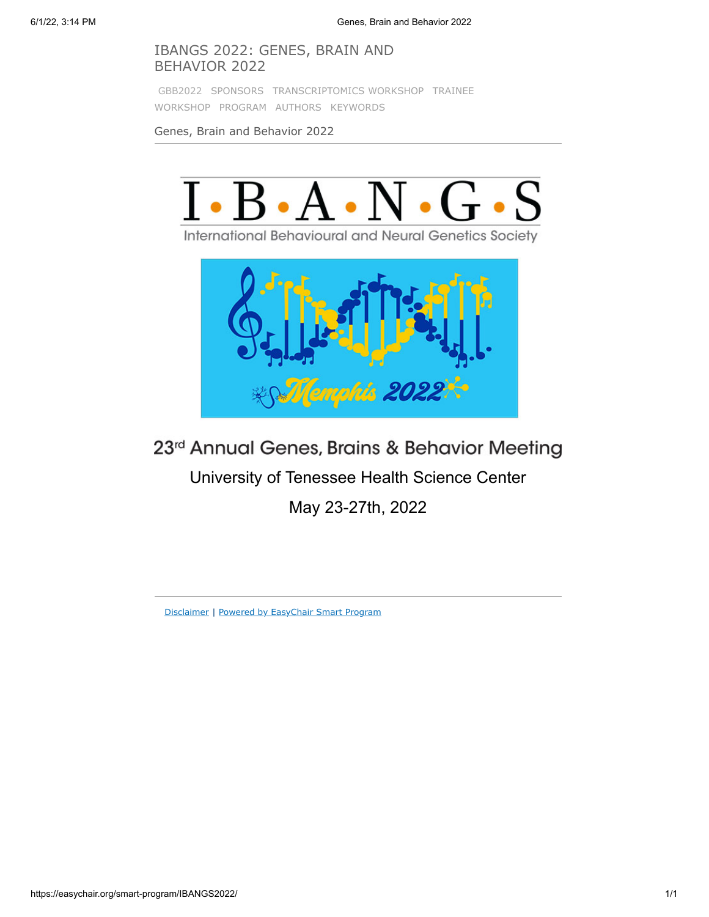# IBANGS 2022: GENES, BRAIN AND BEHAVIOR 2022

GBB2022 SPONSORS TRANSCRIPTOMICS WORKSHOP TRAINEE WORKSHOP PROGRAM AUTHORS KEYWORDS

Genes, Brain and Behavior 2022

I·B·A·N·G·S

International Behavioural and Neural Genetics Society

Memphis 2022

## 23rd Annual Genes, Brains & Behavior Meeting

University of Tenessee Health Science Center

May 23-27th, 2022

Disclaimer | Powered by EasyChair Smart Program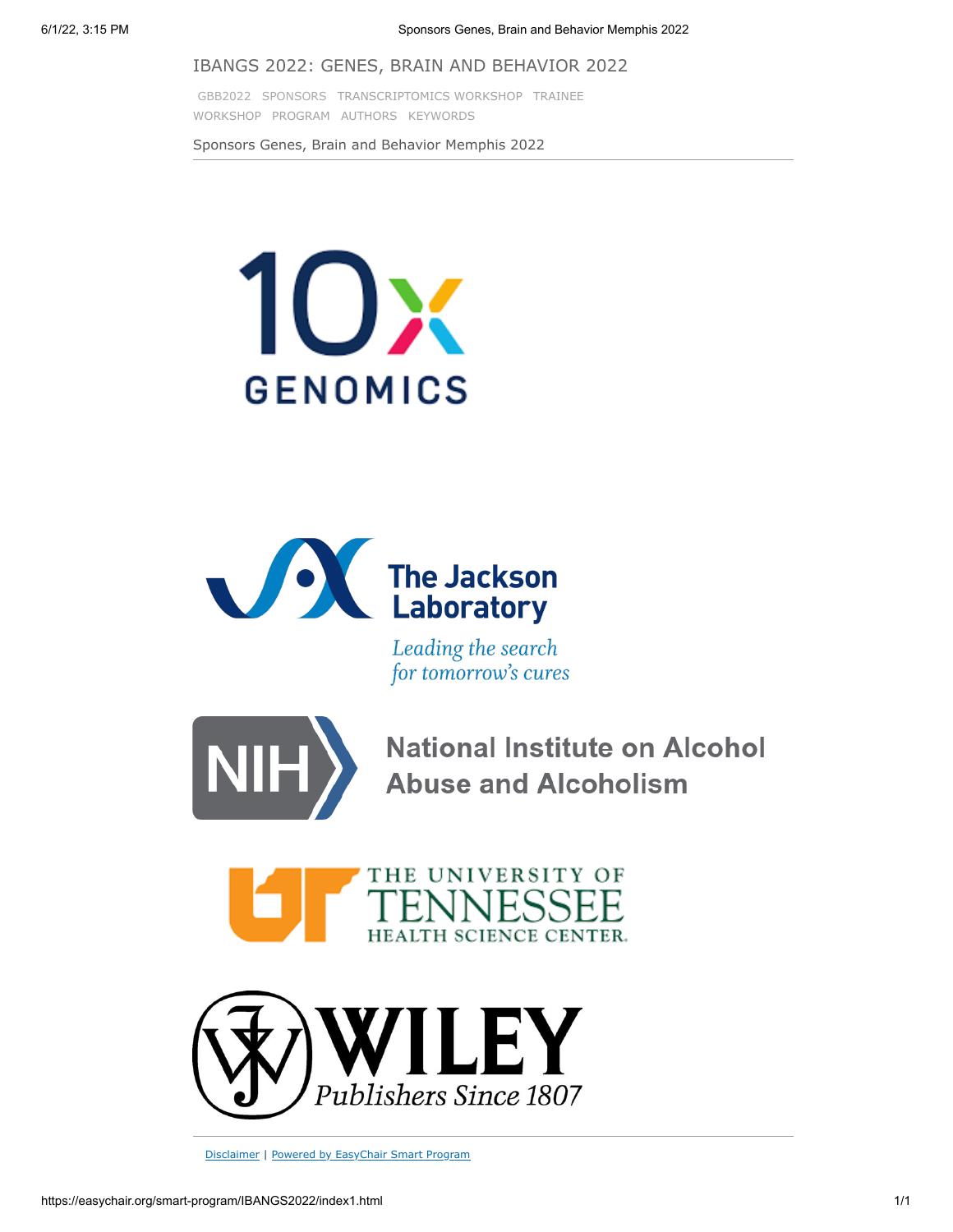IBANGS 2022: GENES, BRAIN AND BEHAVIOR 2022

GBB2022 SPONSORS TRANSCRIPTOMICS WORKSHOP TRAINEE WORKSHOP PROGRAM AUTHORS KEYWORDS

Sponsors Genes, Brain and Behavior Memphis 2022

10x GENOMICS

The Jackson Laboratory

*Leading the search for tomorrow's cures*

NIH National Institute on Alcohol Abuse and Alcoholism

THE UNIVERSITY OF TENNESSEE HEALTH SCIENCE CENTER.

WILEY *Publishers Since 1807*

Disclaimer | Powered by EasyChair Smart Program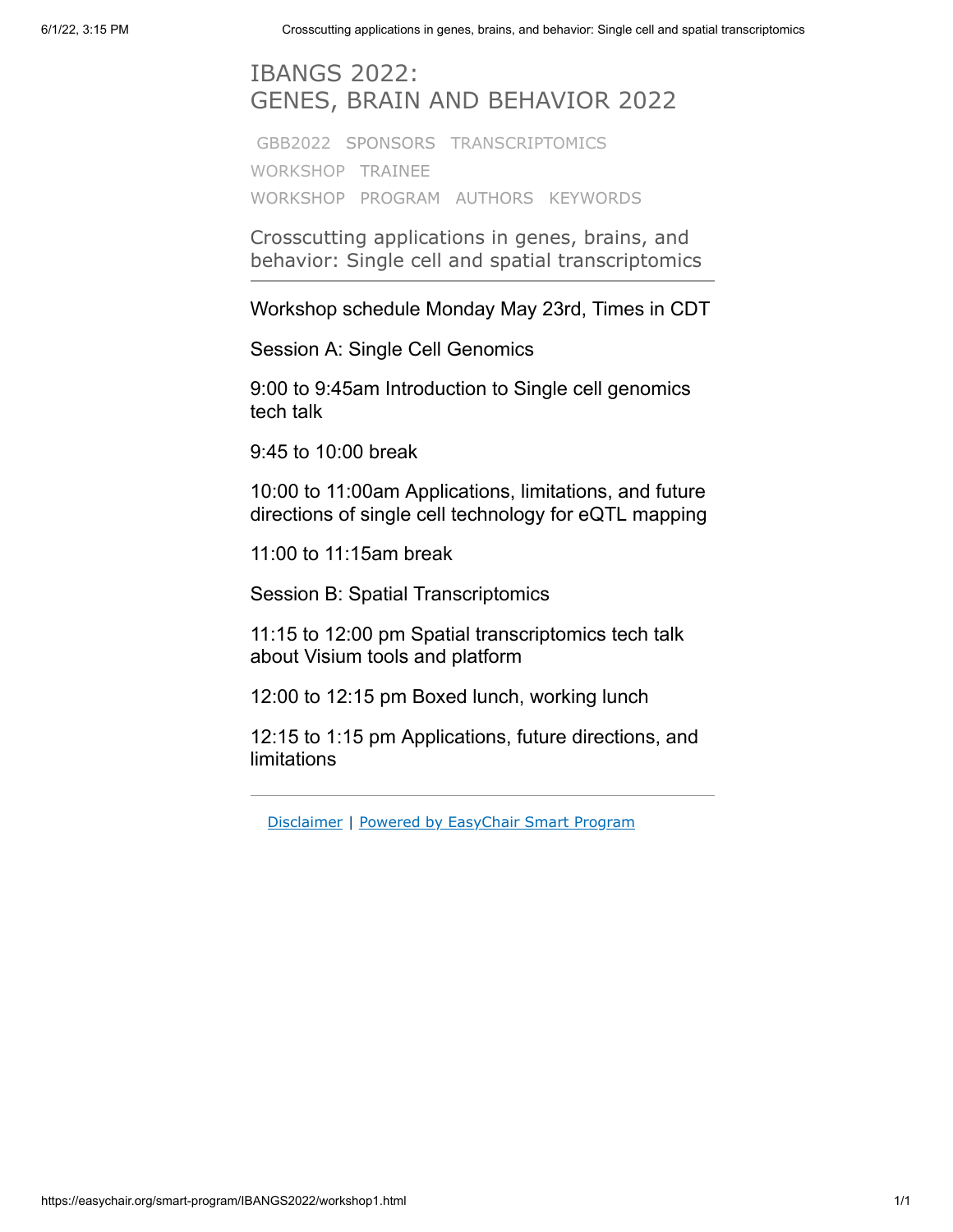# IBANGS 2022: GENES, BRAIN AND BEHAVIOR 2022

GBB2022 SPONSORS TRANSCRIPTOMICS WORKSHOP TRAINEE WORKSHOP PROGRAM AUTHORS KEYWORDS

## Crosscutting applications in genes, brains, and behavior: Single cell and spatial transcriptomics

Workshop schedule Monday May 23rd, Times in CDT

Session A: Single Cell Genomics

9:00 to 9:45am Introduction to Single cell genomics tech talk

9:45 to 10:00 break

10:00 to 11:00am Applications, limitations, and future directions of single cell technology for eQTL mapping

11:00 to 11:15am break

Session B: Spatial Transcriptomics

11:15 to 12:00 pm Spatial transcriptomics tech talk about Visium tools and platform

12:00 to 12:15 pm Boxed lunch, working lunch

12:15 to 1:15 pm Applications, future directions, and limitations

---

Disclaimer | Powered by EasyChair Smart Program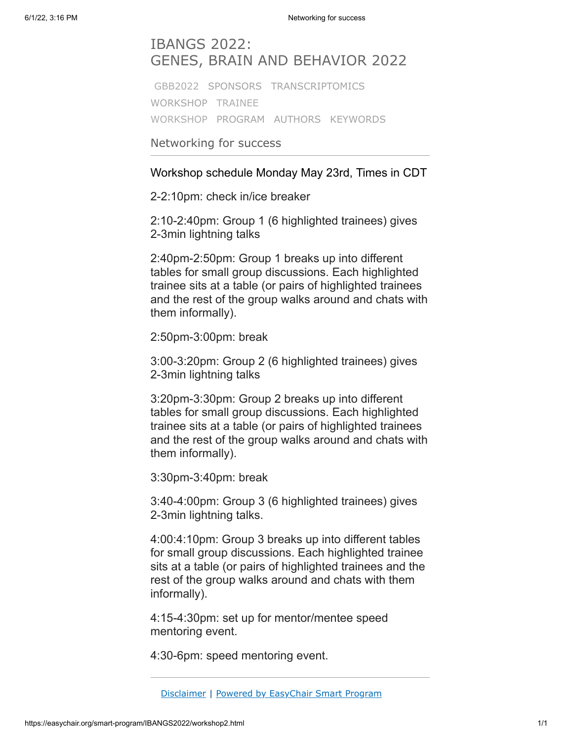# IBANGS 2022: GENES, BRAIN AND BEHAVIOR 2022

GBB2022 SPONSORS TRANSCRIPTOMICS WORKSHOP TRAINEE WORKSHOP PROGRAM AUTHORS KEYWORDS

## Networking for success

Workshop schedule Monday May 23rd, Times in CDT

2-2:10pm: check in/ice breaker

2:10-2:40pm: Group 1 (6 highlighted trainees) gives 2-3min lightning talks

2:40pm-2:50pm: Group 1 breaks up into different tables for small group discussions. Each highlighted trainee sits at a table (or pairs of highlighted trainees and the rest of the group walks around and chats with them informally).

2:50pm-3:00pm: break

3:00-3:20pm: Group 2 (6 highlighted trainees) gives 2-3min lightning talks

3:20pm-3:30pm: Group 2 breaks up into different tables for small group discussions. Each highlighted trainee sits at a table (or pairs of highlighted trainees and the rest of the group walks around and chats with them informally).

3:30pm-3:40pm: break

3:40-4:00pm: Group 3 (6 highlighted trainees) gives 2-3min lightning talks.

4:00:4:10pm: Group 3 breaks up into different tables for small group discussions. Each highlighted trainee sits at a table (or pairs of highlighted trainees and the rest of the group walks around and chats with them informally).

4:15-4:30pm: set up for mentor/mentee speed mentoring event.

4:30-6pm: speed mentoring event.

---

Disclaimer | Powered by EasyChair Smart Program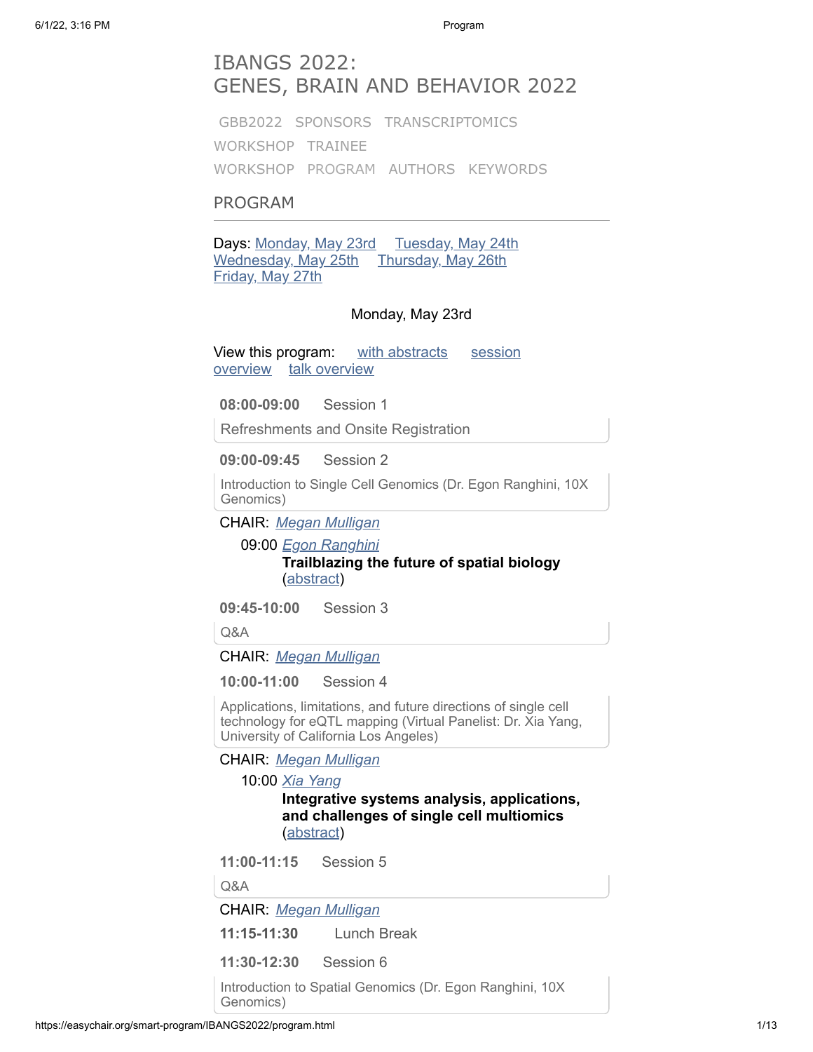# IBANGS 2022: GENES, BRAIN AND BEHAVIOR 2022

GBB2022 SPONSORS TRANSCRIPTOMICS WORKSHOP TRAINEE WORKSHOP PROGRAM AUTHORS KEYWORDS

## PROGRAM

Days: Monday, May 23rd Tuesday, May 24th Wednesday, May 25th Thursday, May 26th Friday, May 27th

### Monday, May 23rd

View this program: with abstracts session overview talk overview

**08:00-09:00** Session 1

Refreshments and Onsite Registration

**09:00-09:45** Session 2

Introduction to Single Cell Genomics (Dr. Egon Ranghini, 10X Genomics)

CHAIR: *Megan Mulligan*

09:00 *Egon Ranghini*
**Trailblazing the future of spatial biology** (abstract)

**09:45-10:00** Session 3

Q&A

CHAIR: *Megan Mulligan*

**10:00-11:00** Session 4

Applications, limitations, and future directions of single cell technology for eQTL mapping (Virtual Panelist: Dr. Xia Yang, University of California Los Angeles)

CHAIR: *Megan Mulligan*

10:00 *Xia Yang*
**Integrative systems analysis, applications, and challenges of single cell multiomics** (abstract)

**11:00-11:15** Session 5

Q&A

CHAIR: *Megan Mulligan*

**11:15-11:30** Lunch Break

**11:30-12:30** Session 6

Introduction to Spatial Genomics (Dr. Egon Ranghini, 10X Genomics)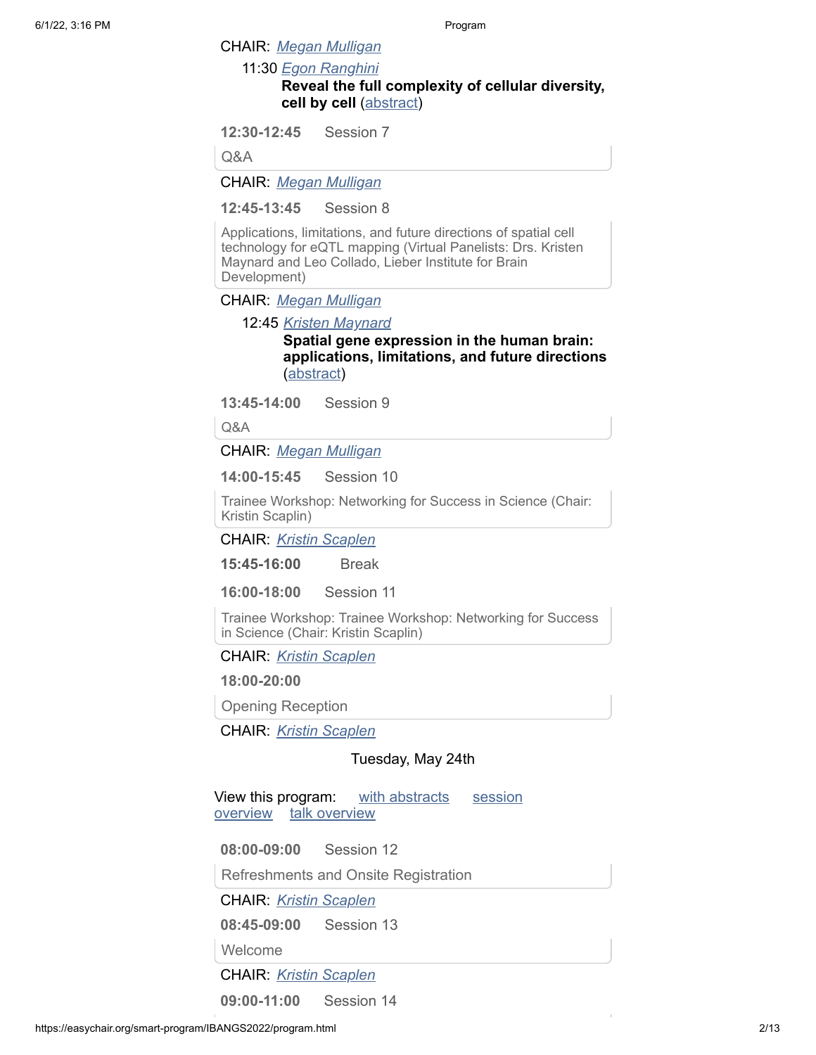CHAIR: *Megan Mulligan*

11:30 *Egon Ranghini*
**Reveal the full complexity of cellular diversity, cell by cell** (abstract)

**12:30-12:45** Session 7

Q&A

CHAIR: *Megan Mulligan*

**12:45-13:45** Session 8

Applications, limitations, and future directions of spatial cell technology for eQTL mapping (Virtual Panelists: Drs. Kristen Maynard and Leo Collado, Lieber Institute for Brain Development)

CHAIR: *Megan Mulligan*

12:45 *Kristen Maynard*
**Spatial gene expression in the human brain: applications, limitations, and future directions** (abstract)

**13:45-14:00** Session 9

Q&A

CHAIR: *Megan Mulligan*

**14:00-15:45** Session 10

Trainee Workshop: Networking for Success in Science (Chair: Kristin Scaplin)

CHAIR: *Kristin Scaplen*

**15:45-16:00** Break

**16:00-18:00** Session 11

Trainee Workshop: Trainee Workshop: Networking for Success in Science (Chair: Kristin Scaplin)

CHAIR: *Kristin Scaplen*

**18:00-20:00**

Opening Reception

CHAIR: *Kristin Scaplen*

## Tuesday, May 24th

View this program: with abstracts session overview talk overview

**08:00-09:00** Session 12

Refreshments and Onsite Registration

CHAIR: *Kristin Scaplen*

**08:45-09:00** Session 13

Welcome

CHAIR: *Kristin Scaplen*

**09:00-11:00** Session 14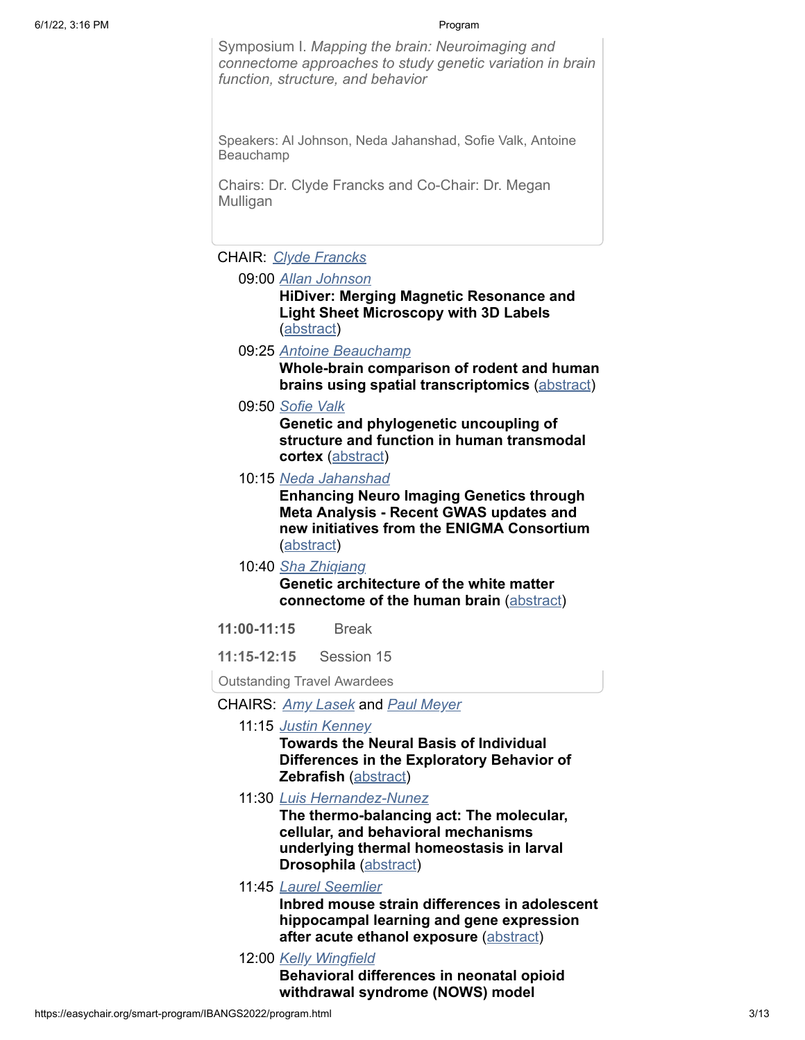Symposium I. *Mapping the brain: Neuroimaging and connectome approaches to study genetic variation in brain function, structure, and behavior*

Speakers: Al Johnson, Neda Jahanshad, Sofie Valk, Antoine Beauchamp

Chairs: Dr. Clyde Francks and Co-Chair: Dr. Megan Mulligan

CHAIR: *Clyde Francks*

- 09:00 *Allan Johnson*
  **HiDiver: Merging Magnetic Resonance and Light Sheet Microscopy with 3D Labels** (abstract)
- 09:25 *Antoine Beauchamp*
  **Whole-brain comparison of rodent and human brains using spatial transcriptomics** (abstract)
- 09:50 *Sofie Valk*
  **Genetic and phylogenetic uncoupling of structure and function in human transmodal cortex** (abstract)
- 10:15 *Neda Jahanshad*
  **Enhancing Neuro Imaging Genetics through Meta Analysis - Recent GWAS updates and new initiatives from the ENIGMA Consortium** (abstract)
- 10:40 *Sha Zhiqiang*
  **Genetic architecture of the white matter connectome of the human brain** (abstract)

**11:00-11:15** Break

**11:15-12:15** Session 15

Outstanding Travel Awardees

CHAIRS: *Amy Lasek* and *Paul Meyer*

- 11:15 *Justin Kenney*
  **Towards the Neural Basis of Individual Differences in the Exploratory Behavior of Zebrafish** (abstract)
- 11:30 *Luis Hernandez-Nunez*
  **The thermo-balancing act: The molecular, cellular, and behavioral mechanisms underlying thermal homeostasis in larval Drosophila** (abstract)
- 11:45 *Laurel Seemlier*
  **Inbred mouse strain differences in adolescent hippocampal learning and gene expression after acute ethanol exposure** (abstract)
- 12:00 *Kelly Wingfield*
  **Behavioral differences in neonatal opioid withdrawal syndrome (NOWS) model**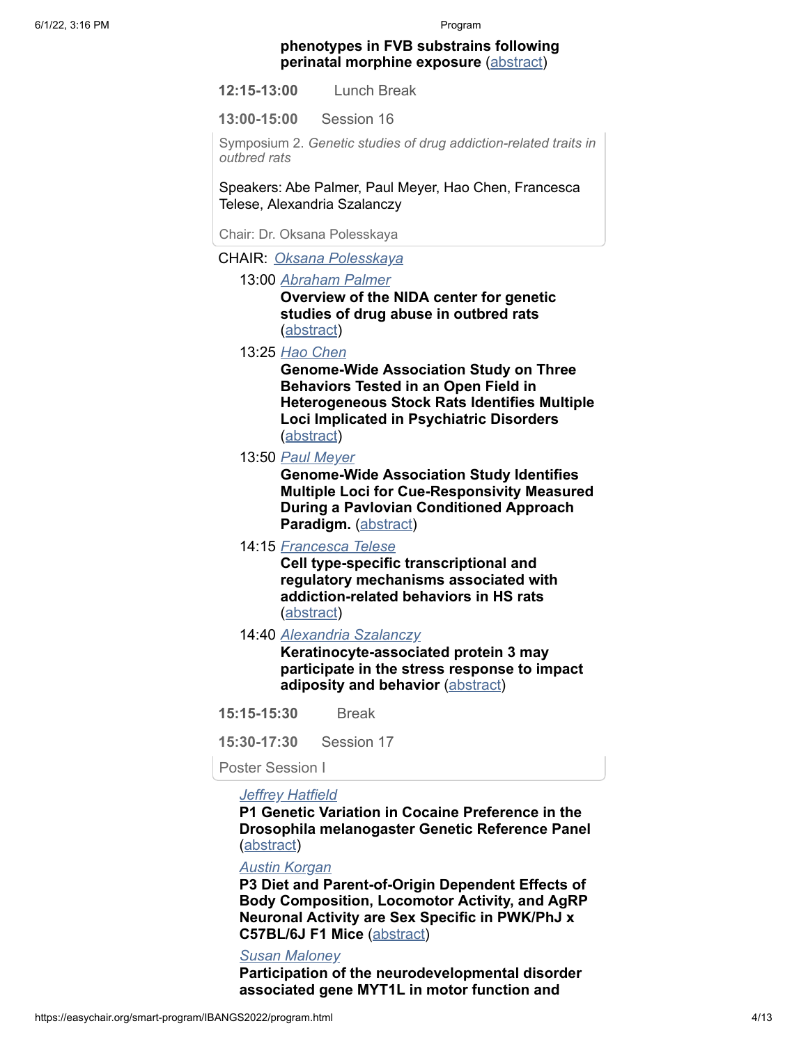**phenotypes in FVB substrains following perinatal morphine exposure** (abstract)

**12:15-13:00** Lunch Break

**13:00-15:00** Session 16

Symposium 2. *Genetic studies of drug addiction-related traits in outbred rats*

Speakers: Abe Palmer, Paul Meyer, Hao Chen, Francesca Telese, Alexandria Szalanczy

Chair: Dr. Oksana Polesskaya

CHAIR: *Oksana Polesskaya*

13:00 *Abraham Palmer*
**Overview of the NIDA center for genetic studies of drug abuse in outbred rats** (abstract)

13:25 *Hao Chen*
**Genome-Wide Association Study on Three Behaviors Tested in an Open Field in Heterogeneous Stock Rats Identifies Multiple Loci Implicated in Psychiatric Disorders** (abstract)

13:50 *Paul Meyer*
**Genome-Wide Association Study Identifies Multiple Loci for Cue-Responsivity Measured During a Pavlovian Conditioned Approach Paradigm.** (abstract)

14:15 *Francesca Telese*
**Cell type-specific transcriptional and regulatory mechanisms associated with addiction-related behaviors in HS rats** (abstract)

14:40 *Alexandria Szalanczy*
**Keratinocyte-associated protein 3 may participate in the stress response to impact adiposity and behavior** (abstract)

**15:15-15:30** Break

**15:30-17:30** Session 17

Poster Session I

*Jeffrey Hatfield*
**P1 Genetic Variation in Cocaine Preference in the Drosophila melanogaster Genetic Reference Panel** (abstract)

*Austin Korgan*
**P3 Diet and Parent-of-Origin Dependent Effects of Body Composition, Locomotor Activity, and AgRP Neuronal Activity are Sex Specific in PWK/PhJ x C57BL/6J F1 Mice** (abstract)

*Susan Maloney*
**Participation of the neurodevelopmental disorder associated gene MYT1L in motor function and**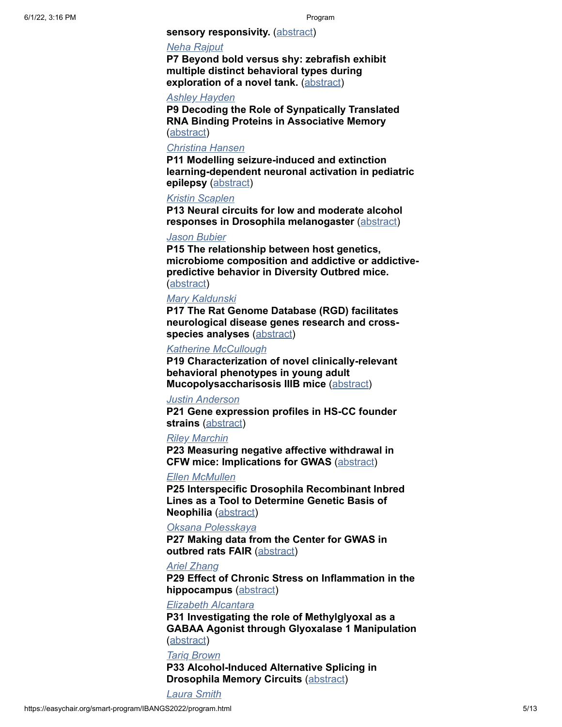**sensory responsivity.** (abstract)

*Neha Rajput*

**P7 Beyond bold versus shy: zebrafish exhibit multiple distinct behavioral types during exploration of a novel tank.** (abstract)

*Ashley Hayden*

**P9 Decoding the Role of Synpatically Translated RNA Binding Proteins in Associative Memory** (abstract)

*Christina Hansen*

**P11 Modelling seizure-induced and extinction learning-dependent neuronal activation in pediatric epilepsy** (abstract)

*Kristin Scaplen*

**P13 Neural circuits for low and moderate alcohol responses in Drosophila melanogaster** (abstract)

*Jason Bubier*

**P15 The relationship between host genetics, microbiome composition and addictive or addictive-predictive behavior in Diversity Outbred mice.** (abstract)

*Mary Kaldunski*

**P17 The Rat Genome Database (RGD) facilitates neurological disease genes research and cross-species analyses** (abstract)

*Katherine McCullough*

**P19 Characterization of novel clinically-relevant behavioral phenotypes in young adult Mucopolysaccharisosis IIIB mice** (abstract)

*Justin Anderson*

**P21 Gene expression profiles in HS-CC founder strains** (abstract)

*Riley Marchin*

**P23 Measuring negative affective withdrawal in CFW mice: Implications for GWAS** (abstract)

*Ellen McMullen*

**P25 Interspecific Drosophila Recombinant Inbred Lines as a Tool to Determine Genetic Basis of Neophilia** (abstract)

*Oksana Polesskaya*

**P27 Making data from the Center for GWAS in outbred rats FAIR** (abstract)

*Ariel Zhang*

**P29 Effect of Chronic Stress on Inflammation in the hippocampus** (abstract)

*Elizabeth Alcantara*

**P31 Investigating the role of Methylglyoxal as a GABAA Agonist through Glyoxalase 1 Manipulation** (abstract)

*Tariq Brown*

**P33 Alcohol-Induced Alternative Splicing in Drosophila Memory Circuits** (abstract)

*Laura Smith*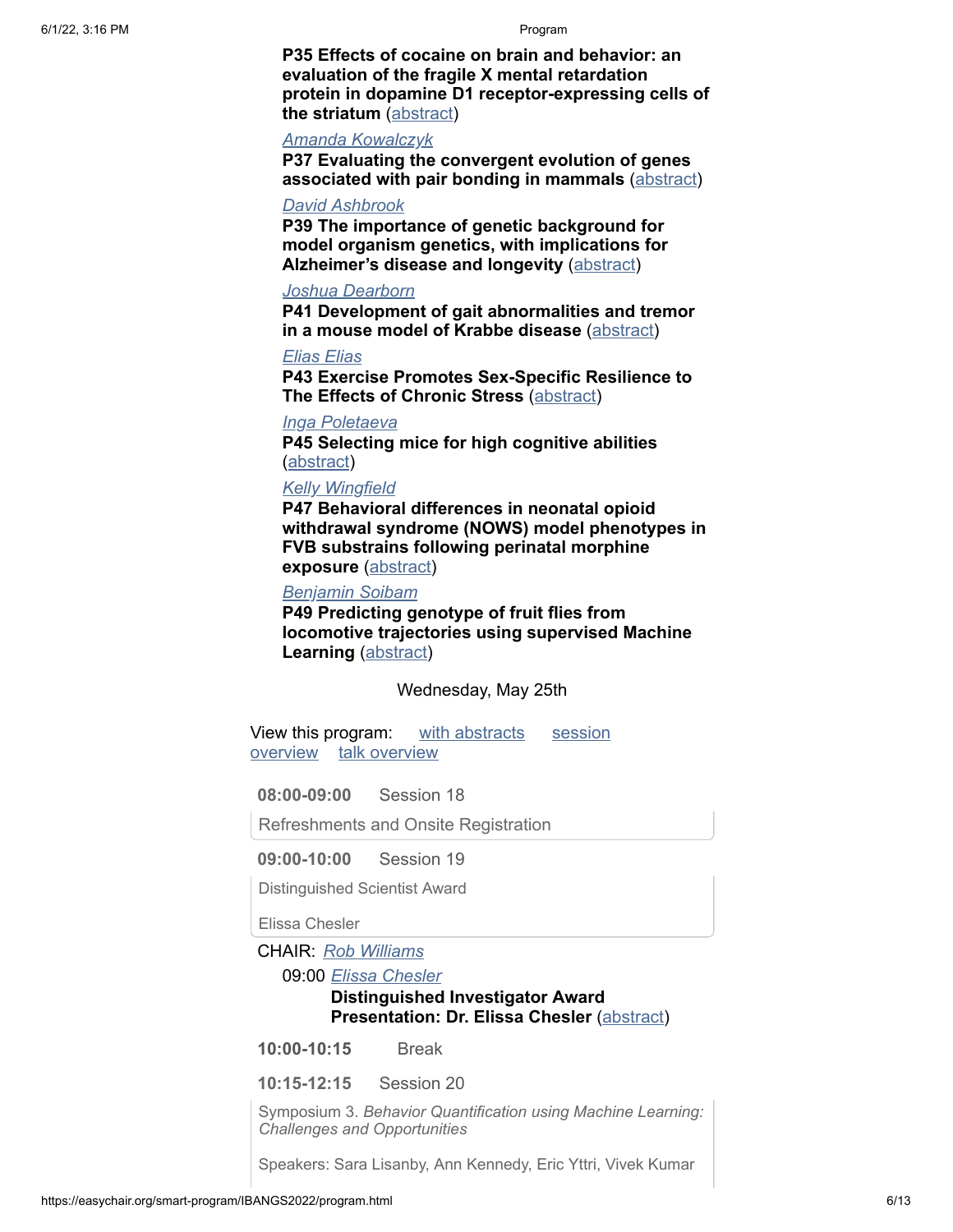**P35 Effects of cocaine on brain and behavior: an evaluation of the fragile X mental retardation protein in dopamine D1 receptor-expressing cells of the striatum** (abstract)

*Amanda Kowalczyk*

**P37 Evaluating the convergent evolution of genes associated with pair bonding in mammals** (abstract)

*David Ashbrook*

**P39 The importance of genetic background for model organism genetics, with implications for Alzheimer's disease and longevity** (abstract)

*Joshua Dearborn*

**P41 Development of gait abnormalities and tremor in a mouse model of Krabbe disease** (abstract)

*Elias Elias*

**P43 Exercise Promotes Sex-Specific Resilience to The Effects of Chronic Stress** (abstract)

*Inga Poletaeva*

**P45 Selecting mice for high cognitive abilities** (abstract)

*Kelly Wingfield*

**P47 Behavioral differences in neonatal opioid withdrawal syndrome (NOWS) model phenotypes in FVB substrains following perinatal morphine exposure** (abstract)

*Benjamin Soibam*

**P49 Predicting genotype of fruit flies from locomotive trajectories using supervised Machine Learning** (abstract)

## Wednesday, May 25th

View this program: with abstracts session overview talk overview

**08:00-09:00** Session 18

Refreshments and Onsite Registration

**09:00-10:00** Session 19

Distinguished Scientist Award

Elissa Chesler

CHAIR: *Rob Williams*

09:00 *Elissa Chesler*

**Distinguished Investigator Award Presentation: Dr. Elissa Chesler** (abstract)

**10:00-10:15** Break

**10:15-12:15** Session 20

Symposium 3. *Behavior Quantification using Machine Learning: Challenges and Opportunities*

Speakers: Sara Lisanby, Ann Kennedy, Eric Yttri, Vivek Kumar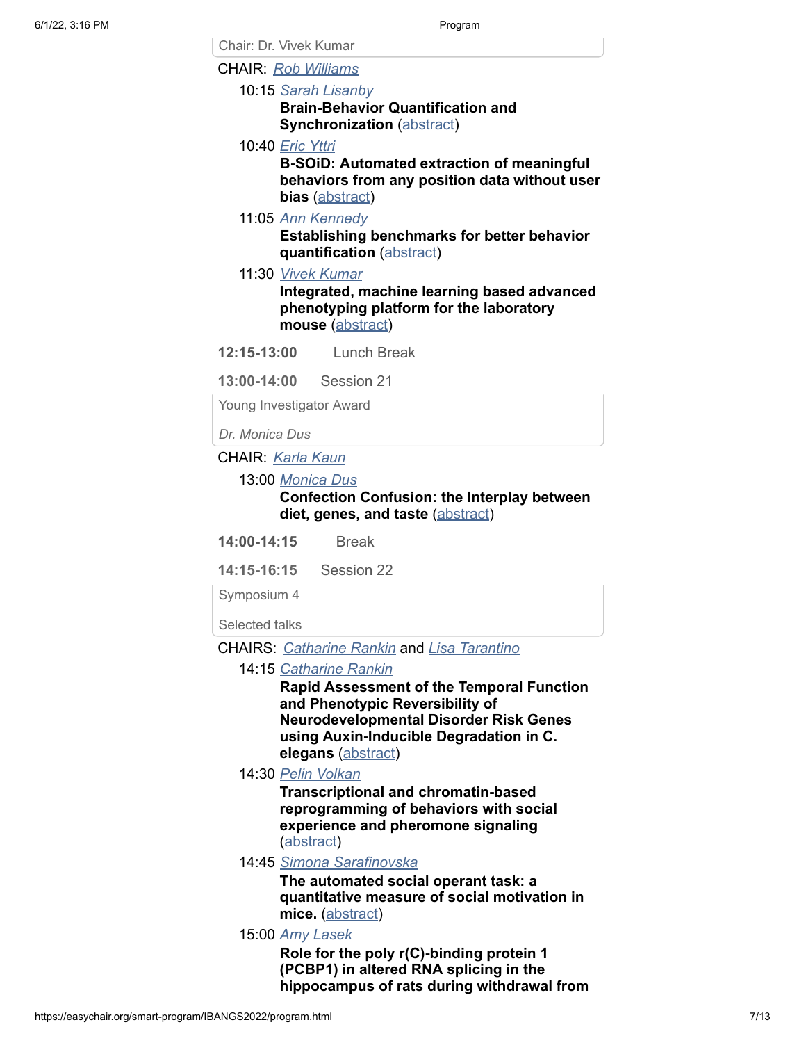Chair: Dr. Vivek Kumar

CHAIR: *Rob Williams*

10:15 *Sarah Lisanby*
**Brain-Behavior Quantification and Synchronization** (abstract)

10:40 *Eric Yttri*
**B-SOiD: Automated extraction of meaningful behaviors from any position data without user bias** (abstract)

11:05 *Ann Kennedy*
**Establishing benchmarks for better behavior quantification** (abstract)

11:30 *Vivek Kumar*
**Integrated, machine learning based advanced phenotyping platform for the laboratory mouse** (abstract)

**12:15-13:00** Lunch Break

**13:00-14:00** Session 21

Young Investigator Award

*Dr. Monica Dus*

CHAIR: *Karla Kaun*

13:00 *Monica Dus*
**Confection Confusion: the Interplay between diet, genes, and taste** (abstract)

**14:00-14:15** Break

**14:15-16:15** Session 22

Symposium 4

Selected talks

CHAIRS: *Catharine Rankin* and *Lisa Tarantino*

14:15 *Catharine Rankin*
**Rapid Assessment of the Temporal Function and Phenotypic Reversibility of Neurodevelopmental Disorder Risk Genes using Auxin-Inducible Degradation in C. elegans** (abstract)

14:30 *Pelin Volkan*
**Transcriptional and chromatin-based reprogramming of behaviors with social experience and pheromone signaling** (abstract)

14:45 *Simona Sarafinovska*
**The automated social operant task: a quantitative measure of social motivation in mice.** (abstract)

15:00 *Amy Lasek*
**Role for the poly r(C)-binding protein 1 (PCBP1) in altered RNA splicing in the hippocampus of rats during withdrawal from**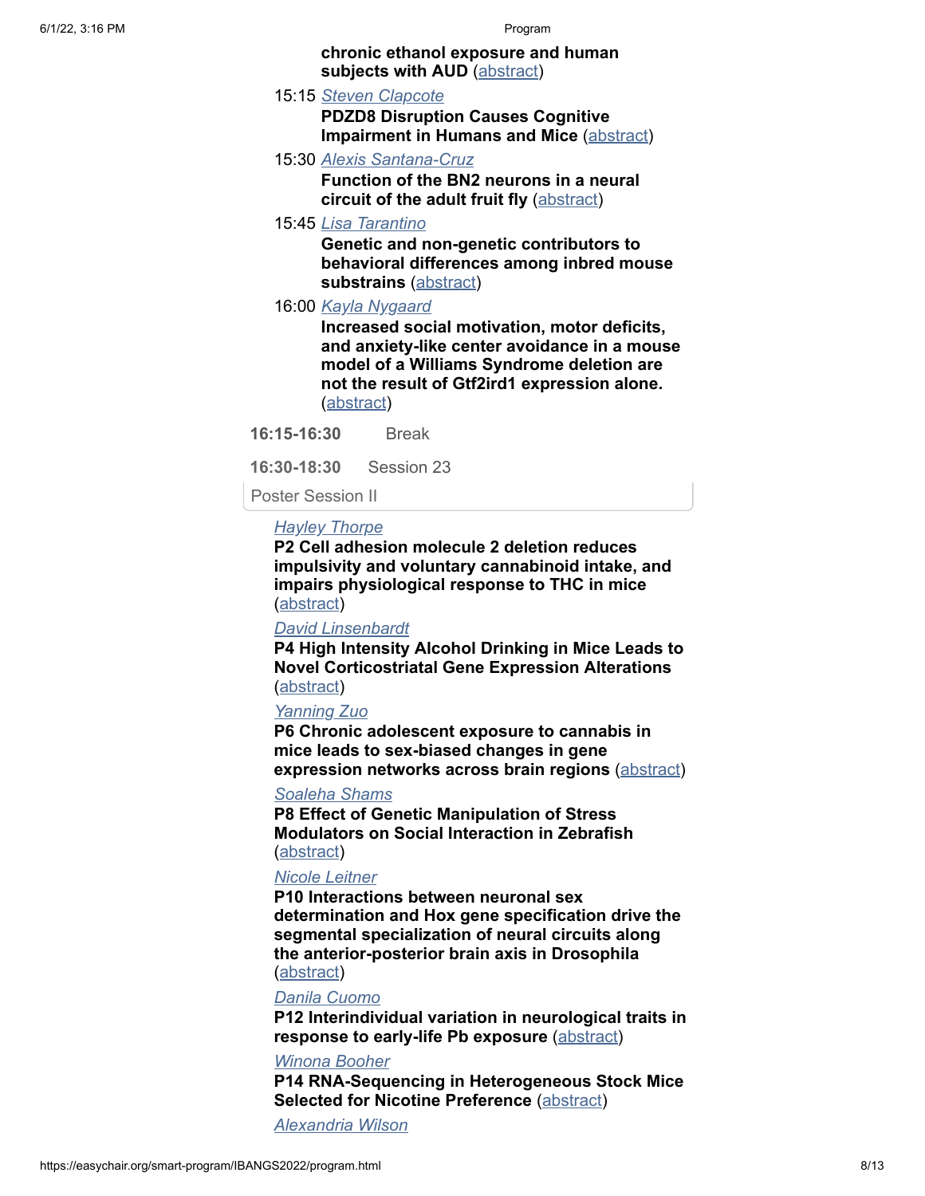**chronic ethanol exposure and human subjects with AUD** (abstract)

15:15 *Steven Clapcote*
**PDZD8 Disruption Causes Cognitive Impairment in Humans and Mice** (abstract)

15:30 *Alexis Santana-Cruz*
**Function of the BN2 neurons in a neural circuit of the adult fruit fly** (abstract)

15:45 *Lisa Tarantino*
**Genetic and non-genetic contributors to behavioral differences among inbred mouse substrains** (abstract)

16:00 *Kayla Nygaard*
**Increased social motivation, motor deficits, and anxiety-like center avoidance in a mouse model of a Williams Syndrome deletion are not the result of Gtf2ird1 expression alone.** (abstract)

**16:15-16:30** Break

**16:30-18:30** Session 23

Poster Session II

*Hayley Thorpe*
**P2 Cell adhesion molecule 2 deletion reduces impulsivity and voluntary cannabinoid intake, and impairs physiological response to THC in mice** (abstract)

*David Linsenbardt*
**P4 High Intensity Alcohol Drinking in Mice Leads to Novel Corticostriatal Gene Expression Alterations** (abstract)

*Yanning Zuo*
**P6 Chronic adolescent exposure to cannabis in mice leads to sex-biased changes in gene expression networks across brain regions** (abstract)

*Soaleha Shams*
**P8 Effect of Genetic Manipulation of Stress Modulators on Social Interaction in Zebrafish** (abstract)

*Nicole Leitner*
**P10 Interactions between neuronal sex determination and Hox gene specification drive the segmental specialization of neural circuits along the anterior-posterior brain axis in Drosophila** (abstract)

*Danila Cuomo*
**P12 Interindividual variation in neurological traits in response to early-life Pb exposure** (abstract)

*Winona Booher*
**P14 RNA-Sequencing in Heterogeneous Stock Mice Selected for Nicotine Preference** (abstract)

*Alexandria Wilson*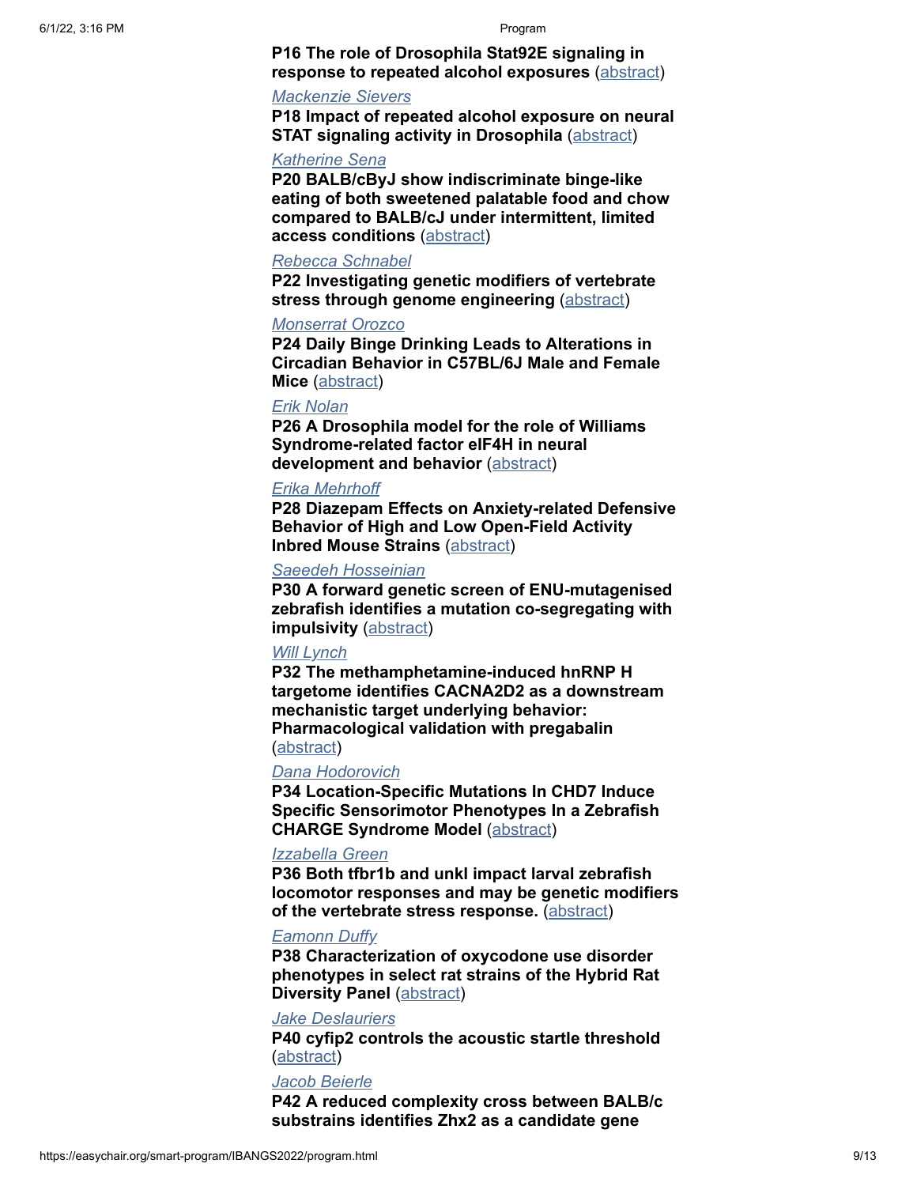**P16 The role of Drosophila Stat92E signaling in response to repeated alcohol exposures** (abstract)

*Mackenzie Sievers*

**P18 Impact of repeated alcohol exposure on neural STAT signaling activity in Drosophila** (abstract)

*Katherine Sena*

**P20 BALB/cByJ show indiscriminate binge-like eating of both sweetened palatable food and chow compared to BALB/cJ under intermittent, limited access conditions** (abstract)

*Rebecca Schnabel*

**P22 Investigating genetic modifiers of vertebrate stress through genome engineering** (abstract)

*Monserrat Orozco*

**P24 Daily Binge Drinking Leads to Alterations in Circadian Behavior in C57BL/6J Male and Female Mice** (abstract)

*Erik Nolan*

**P26 A Drosophila model for the role of Williams Syndrome-related factor eIF4H in neural development and behavior** (abstract)

*Erika Mehrhoff*

**P28 Diazepam Effects on Anxiety-related Defensive Behavior of High and Low Open-Field Activity Inbred Mouse Strains** (abstract)

*Saeedeh Hosseinian*

**P30 A forward genetic screen of ENU-mutagenised zebrafish identifies a mutation co-segregating with impulsivity** (abstract)

*Will Lynch*

**P32 The methamphetamine-induced hnRNP H targetome identifies CACNA2D2 as a downstream mechanistic target underlying behavior: Pharmacological validation with pregabalin** (abstract)

*Dana Hodorovich*

**P34 Location-Specific Mutations In CHD7 Induce Specific Sensorimotor Phenotypes In a Zebrafish CHARGE Syndrome Model** (abstract)

*Izzabella Green*

**P36 Both tfbr1b and unkl impact larval zebrafish locomotor responses and may be genetic modifiers of the vertebrate stress response.** (abstract)

*Eamonn Duffy*

**P38 Characterization of oxycodone use disorder phenotypes in select rat strains of the Hybrid Rat Diversity Panel** (abstract)

*Jake Deslauriers*

**P40 cyfip2 controls the acoustic startle threshold** (abstract)

*Jacob Beierle*

**P42 A reduced complexity cross between BALB/c substrains identifies Zhx2 as a candidate gene**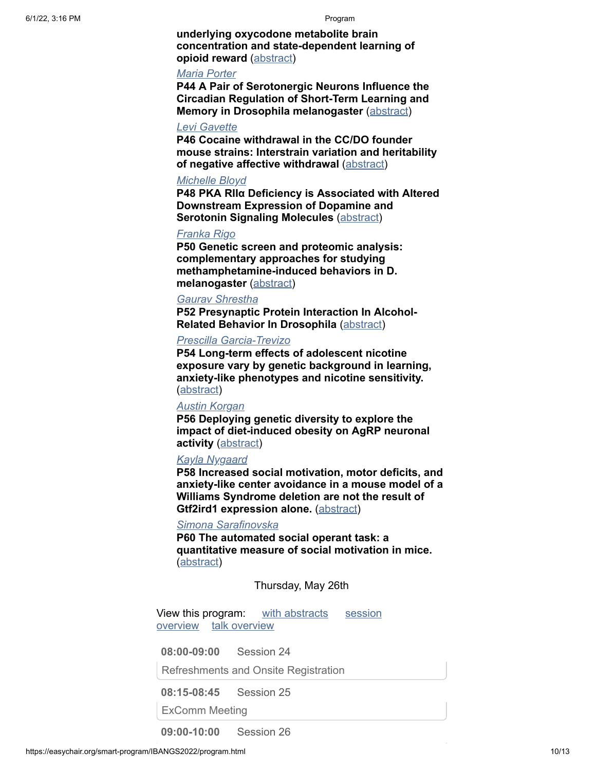**underlying oxycodone metabolite brain concentration and state-dependent learning of opioid reward** (abstract)

*Maria Porter*

**P44 A Pair of Serotonergic Neurons Influence the Circadian Regulation of Short-Term Learning and Memory in Drosophila melanogaster** (abstract)

*Levi Gavette*

**P46 Cocaine withdrawal in the CC/DO founder mouse strains: Interstrain variation and heritability of negative affective withdrawal** (abstract)

*Michelle Bloyd*

**P48 PKA RIIα Deficiency is Associated with Altered Downstream Expression of Dopamine and Serotonin Signaling Molecules** (abstract)

*Franka Rigo*

**P50 Genetic screen and proteomic analysis: complementary approaches for studying methamphetamine-induced behaviors in D. melanogaster** (abstract)

*Gaurav Shrestha*

**P52 Presynaptic Protein Interaction In Alcohol-Related Behavior In Drosophila** (abstract)

*Prescilla Garcia-Trevizo*

**P54 Long-term effects of adolescent nicotine exposure vary by genetic background in learning, anxiety-like phenotypes and nicotine sensitivity.** (abstract)

*Austin Korgan*

**P56 Deploying genetic diversity to explore the impact of diet-induced obesity on AgRP neuronal activity** (abstract)

*Kayla Nygaard*

**P58 Increased social motivation, motor deficits, and anxiety-like center avoidance in a mouse model of a Williams Syndrome deletion are not the result of Gtf2ird1 expression alone.** (abstract)

*Simona Sarafinovska*

**P60 The automated social operant task: a quantitative measure of social motivation in mice.** (abstract)

## Thursday, May 26th

View this program: with abstracts session overview talk overview

**08:00-09:00** Session 24

Refreshments and Onsite Registration

**08:15-08:45** Session 25

ExComm Meeting

**09:00-10:00** Session 26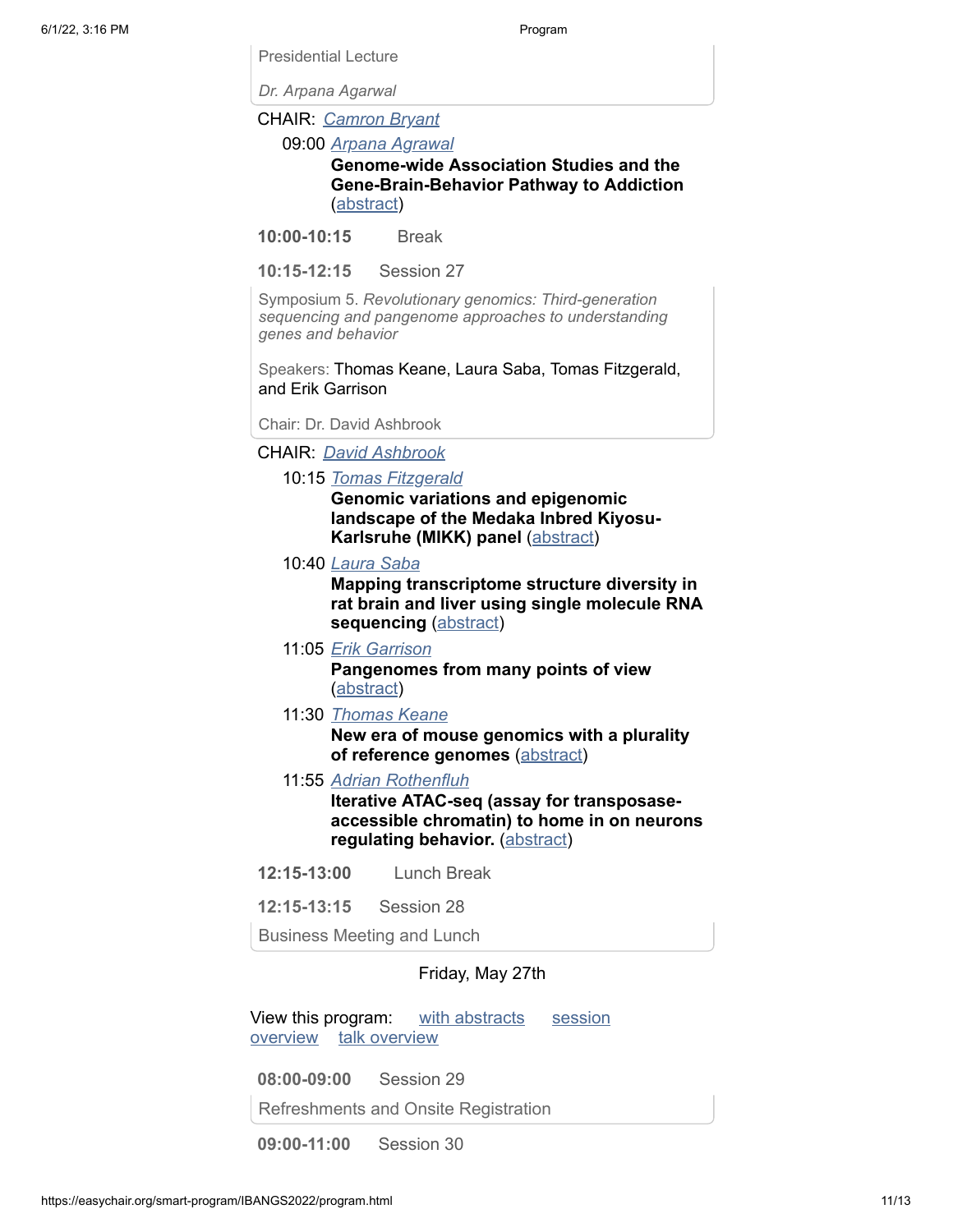Presidential Lecture

*Dr. Arpana Agarwal*

CHAIR: *Camron Bryant*

09:00 *Arpana Agrawal*
**Genome-wide Association Studies and the Gene-Brain-Behavior Pathway to Addiction** (abstract)

**10:00-10:15** Break

**10:15-12:15** Session 27

Symposium 5. *Revolutionary genomics: Third-generation sequencing and pangenome approaches to understanding genes and behavior*

Speakers: Thomas Keane, Laura Saba, Tomas Fitzgerald, and Erik Garrison

Chair: Dr. David Ashbrook

CHAIR: *David Ashbrook*

10:15 *Tomas Fitzgerald*
**Genomic variations and epigenomic landscape of the Medaka Inbred Kiyosu-Karlsruhe (MIKK) panel** (abstract)

10:40 *Laura Saba*
**Mapping transcriptome structure diversity in rat brain and liver using single molecule RNA sequencing** (abstract)

11:05 *Erik Garrison*
**Pangenomes from many points of view** (abstract)

11:30 *Thomas Keane*
**New era of mouse genomics with a plurality of reference genomes** (abstract)

11:55 *Adrian Rothenfluh*
**Iterative ATAC-seq (assay for transposase-accessible chromatin) to home in on neurons regulating behavior.** (abstract)

**12:15-13:00** Lunch Break

**12:15-13:15** Session 28

Business Meeting and Lunch

## Friday, May 27th

View this program: with abstracts session overview talk overview

**08:00-09:00** Session 29

Refreshments and Onsite Registration

**09:00-11:00** Session 30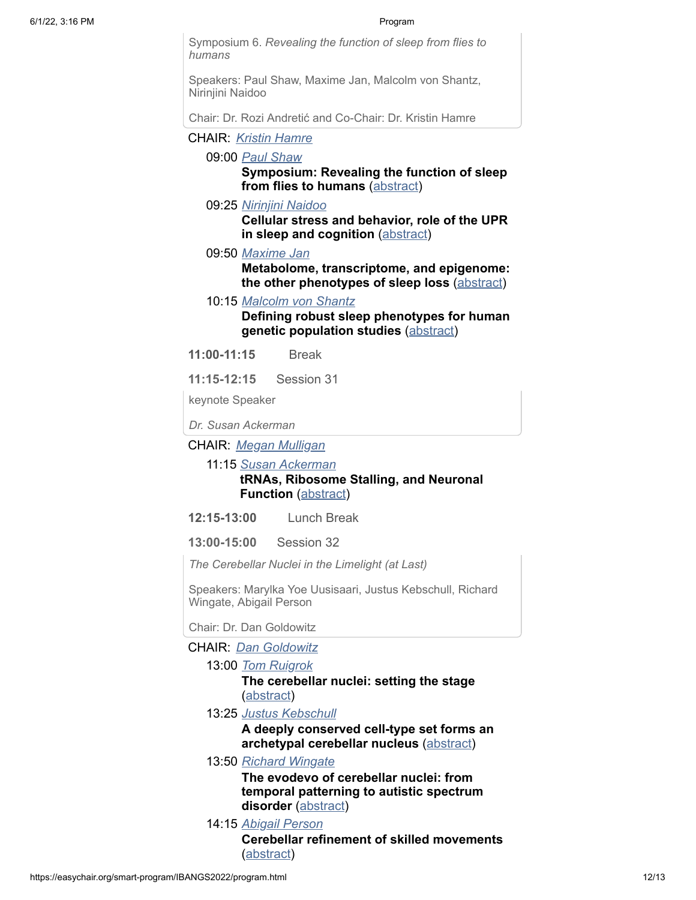Symposium 6. *Revealing the function of sleep from flies to humans*

Speakers: Paul Shaw, Maxime Jan, Malcolm von Shantz, Nirinjini Naidoo

Chair: Dr. Rozi Andretić and Co-Chair: Dr. Kristin Hamre

CHAIR: *Kristin Hamre*

09:00 *Paul Shaw*
**Symposium: Revealing the function of sleep from flies to humans** (abstract)

09:25 *Nirinjini Naidoo*
**Cellular stress and behavior, role of the UPR in sleep and cognition** (abstract)

09:50 *Maxime Jan*
**Metabolome, transcriptome, and epigenome: the other phenotypes of sleep loss** (abstract)

10:15 *Malcolm von Shantz*
**Defining robust sleep phenotypes for human genetic population studies** (abstract)

**11:00-11:15** Break

**11:15-12:15** Session 31

keynote Speaker

*Dr. Susan Ackerman*

CHAIR: *Megan Mulligan*

11:15 *Susan Ackerman*
**tRNAs, Ribosome Stalling, and Neuronal Function** (abstract)

**12:15-13:00** Lunch Break

**13:00-15:00** Session 32

*The Cerebellar Nuclei in the Limelight (at Last)*

Speakers: Marylka Yoe Uusisaari, Justus Kebschull, Richard Wingate, Abigail Person

Chair: Dr. Dan Goldowitz

CHAIR: *Dan Goldowitz*

13:00 *Tom Ruigrok*
**The cerebellar nuclei: setting the stage** (abstract)

13:25 *Justus Kebschull*
**A deeply conserved cell-type set forms an archetypal cerebellar nucleus** (abstract)

13:50 *Richard Wingate*
**The evodevo of cerebellar nuclei: from temporal patterning to autistic spectrum disorder** (abstract)

14:15 *Abigail Person*
**Cerebellar refinement of skilled movements** (abstract)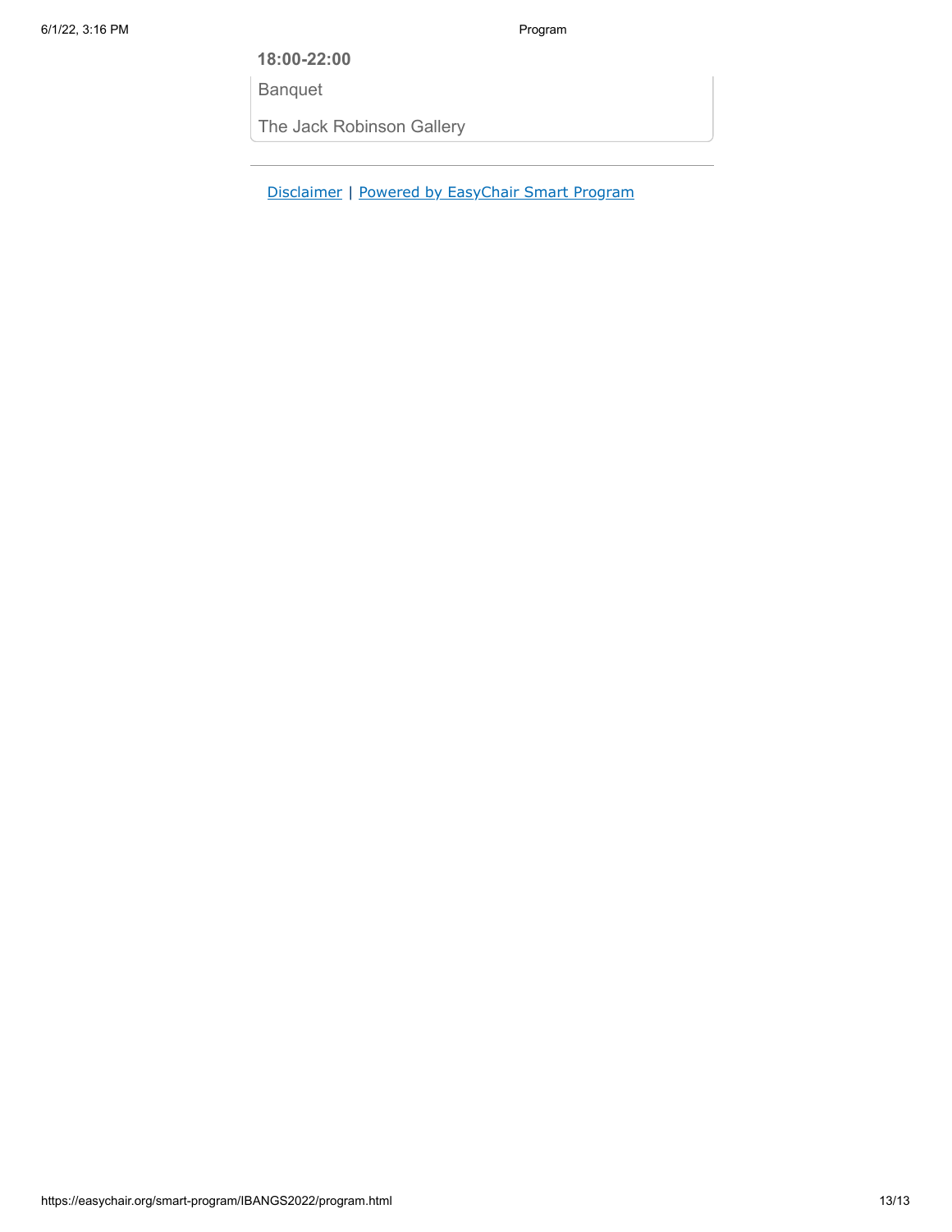**18:00-22:00**

Banquet

The Jack Robinson Gallery

---

Disclaimer | Powered by EasyChair Smart Program